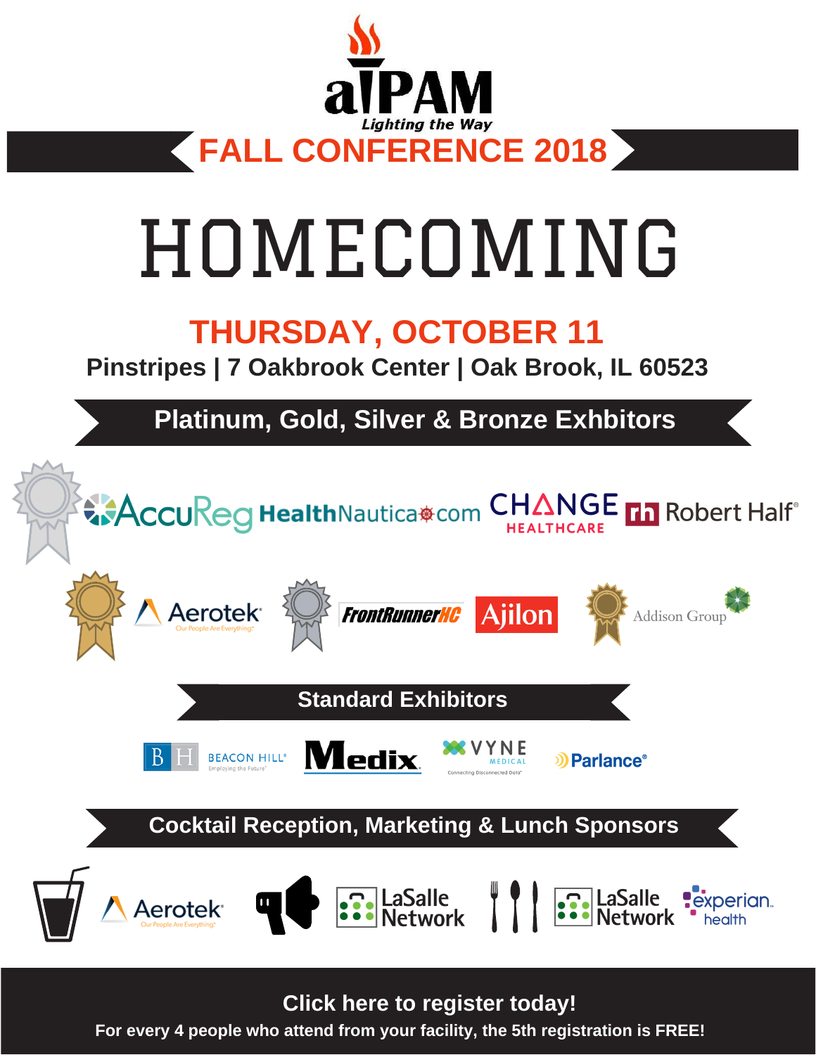# aIPAM

*Lighting the Way*

## FALL CONFERENCE 2018

# HOMECOMING

## THURSDAY, OCTOBER 11

**Pinstripes | 7 Oakbrook Center | Oak Brook, IL 60523**

## Platinum, Gold, Silver & Bronze Exhbitors

AccuReg HealthNautica.com CHANGE HEALTHCARE Robert Half

Aerotek FrontRunnerHC Ajilon Addison Group

## Standard Exhibitors

BEACON HILL Medix VYNE MEDICAL Parlance

## Cocktail Reception, Marketing & Lunch Sponsors

Aerotek LaSalle Network LaSalle Network experian health

**Click here to register today!**

**For every 4 people who attend from your facility, the 5th registration is FREE!**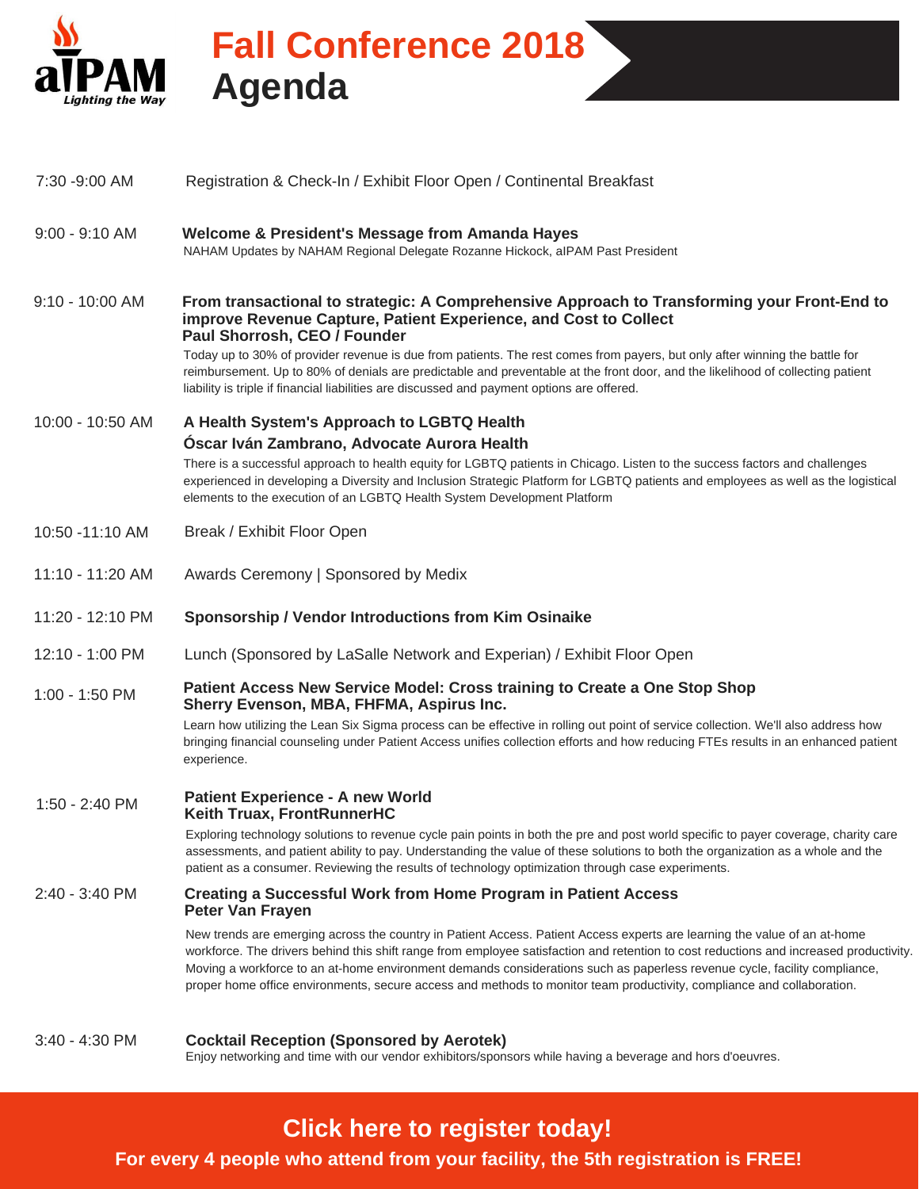aIPAM *Lighting the Way*

# Fall Conference 2018
# Agenda

**7:30 -9:00 AM** — Registration & Check-In / Exhibit Floor Open / Continental Breakfast

**9:00 - 9:10 AM** — **Welcome & President's Message from Amanda Hayes**
NAHAM Updates by NAHAM Regional Delegate Rozanne Hickock, aIPAM Past President

**9:10 - 10:00 AM** — **From transactional to strategic: A Comprehensive Approach to Transforming your Front-End to improve Revenue Capture, Patient Experience, and Cost to Collect**
**Paul Shorrosh, CEO / Founder**
Today up to 30% of provider revenue is due from patients. The rest comes from payers, but only after winning the battle for reimbursement. Up to 80% of denials are predictable and preventable at the front door, and the likelihood of collecting patient liability is triple if financial liabilities are discussed and payment options are offered.

**10:00 - 10:50 AM** — **A Health System's Approach to LGBTQ Health**
**Óscar Iván Zambrano, Advocate Aurora Health**
There is a successful approach to health equity for LGBTQ patients in Chicago. Listen to the success factors and challenges experienced in developing a Diversity and Inclusion Strategic Platform for LGBTQ patients and employees as well as the logistical elements to the execution of an LGBTQ Health System Development Platform

**10:50 -11:10 AM** — Break / Exhibit Floor Open

**11:10 - 11:20 AM** — Awards Ceremony | Sponsored by Medix

**11:20 - 12:10 PM** — **Sponsorship / Vendor Introductions from Kim Osinaike**

**12:10 - 1:00 PM** — Lunch (Sponsored by LaSalle Network and Experian) / Exhibit Floor Open

**1:00 - 1:50 PM** — **Patient Access New Service Model: Cross training to Create a One Stop Shop**
**Sherry Evenson, MBA, FHFMA, Aspirus Inc.**
Learn how utilizing the Lean Six Sigma process can be effective in rolling out point of service collection. We'll also address how bringing financial counseling under Patient Access unifies collection efforts and how reducing FTEs results in an enhanced patient experience.

**1:50 - 2:40 PM** — **Patient Experience - A new World**
**Keith Truax, FrontRunnerHC**
Exploring technology solutions to revenue cycle pain points in both the pre and post world specific to payer coverage, charity care assessments, and patient ability to pay. Understanding the value of these solutions to both the organization as a whole and the patient as a consumer. Reviewing the results of technology optimization through case experiments.

**2:40 - 3:40 PM** — **Creating a Successful Work from Home Program in Patient Access**
**Peter Van Frayen**
New trends are emerging across the country in Patient Access. Patient Access experts are learning the value of an at-home workforce. The drivers behind this shift range from employee satisfaction and retention to cost reductions and increased productivity. Moving a workforce to an at-home environment demands considerations such as paperless revenue cycle, facility compliance, proper home office environments, secure access and methods to monitor team productivity, compliance and collaboration.

**3:40 - 4:30 PM** — **Cocktail Reception (Sponsored by Aerotek)**
Enjoy networking and time with our vendor exhibitors/sponsors while having a beverage and hors d'oeuvres.

## Click here to register today!

**For every 4 people who attend from your facility, the 5th registration is FREE!**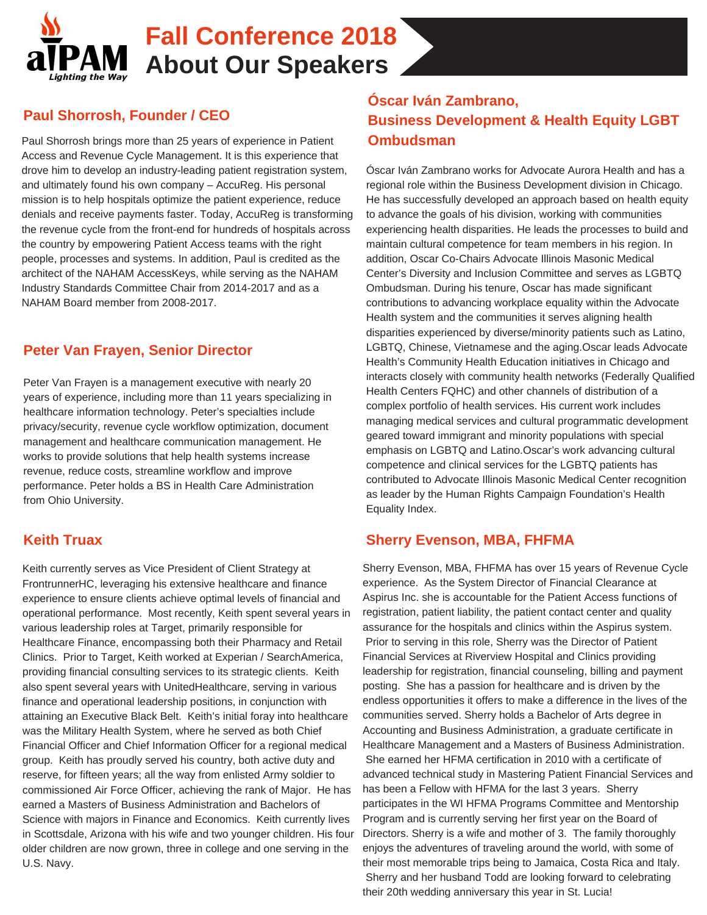# Fall Conference 2018
# About Our Speakers

## Paul Shorrosh, Founder / CEO

Paul Shorrosh brings more than 25 years of experience in Patient Access and Revenue Cycle Management. It is this experience that drove him to develop an industry-leading patient registration system, and ultimately found his own company – AccuReg. His personal mission is to help hospitals optimize the patient experience, reduce denials and receive payments faster. Today, AccuReg is transforming the revenue cycle from the front-end for hundreds of hospitals across the country by empowering Patient Access teams with the right people, processes and systems. In addition, Paul is credited as the architect of the NAHAM AccessKeys, while serving as the NAHAM Industry Standards Committee Chair from 2014-2017 and as a NAHAM Board member from 2008-2017.

## Peter Van Frayen, Senior Director

Peter Van Frayen is a management executive with nearly 20 years of experience, including more than 11 years specializing in healthcare information technology. Peter's specialties include privacy/security, revenue cycle workflow optimization, document management and healthcare communication management. He works to provide solutions that help health systems increase revenue, reduce costs, streamline workflow and improve performance. Peter holds a BS in Health Care Administration from Ohio University.

## Keith Truax

Keith currently serves as Vice President of Client Strategy at FrontrunnerHC, leveraging his extensive healthcare and finance experience to ensure clients achieve optimal levels of financial and operational performance. Most recently, Keith spent several years in various leadership roles at Target, primarily responsible for Healthcare Finance, encompassing both their Pharmacy and Retail Clinics. Prior to Target, Keith worked at Experian / SearchAmerica, providing financial consulting services to its strategic clients. Keith also spent several years with UnitedHealthcare, serving in various finance and operational leadership positions, in conjunction with attaining an Executive Black Belt. Keith's initial foray into healthcare was the Military Health System, where he served as both Chief Financial Officer and Chief Information Officer for a regional medical group. Keith has proudly served his country, both active duty and reserve, for fifteen years; all the way from enlisted Army soldier to commissioned Air Force Officer, achieving the rank of Major. He has earned a Masters of Business Administration and Bachelors of Science with majors in Finance and Economics. Keith currently lives in Scottsdale, Arizona with his wife and two younger children. His four older children are now grown, three in college and one serving in the U.S. Navy.

## Óscar Iván Zambrano, Business Development & Health Equity LGBT Ombudsman

Óscar Iván Zambrano works for Advocate Aurora Health and has a regional role within the Business Development division in Chicago. He has successfully developed an approach based on health equity to advance the goals of his division, working with communities experiencing health disparities. He leads the processes to build and maintain cultural competence for team members in his region. In addition, Oscar Co-Chairs Advocate Illinois Masonic Medical Center's Diversity and Inclusion Committee and serves as LGBTQ Ombudsman. During his tenure, Oscar has made significant contributions to advancing workplace equality within the Advocate Health system and the communities it serves aligning health disparities experienced by diverse/minority patients such as Latino, LGBTQ, Chinese, Vietnamese and the aging.Oscar leads Advocate Health's Community Health Education initiatives in Chicago and interacts closely with community health networks (Federally Qualified Health Centers FQHC) and other channels of distribution of a complex portfolio of health services. His current work includes managing medical services and cultural programmatic development geared toward immigrant and minority populations with special emphasis on LGBTQ and Latino.Oscar's work advancing cultural competence and clinical services for the LGBTQ patients has contributed to Advocate Illinois Masonic Medical Center recognition as leader by the Human Rights Campaign Foundation's Health Equality Index.

## Sherry Evenson, MBA, FHFMA

Sherry Evenson, MBA, FHFMA has over 15 years of Revenue Cycle experience. As the System Director of Financial Clearance at Aspirus Inc. she is accountable for the Patient Access functions of registration, patient liability, the patient contact center and quality assurance for the hospitals and clinics within the Aspirus system. Prior to serving in this role, Sherry was the Director of Patient Financial Services at Riverview Hospital and Clinics providing leadership for registration, financial counseling, billing and payment posting. She has a passion for healthcare and is driven by the endless opportunities it offers to make a difference in the lives of the communities served. Sherry holds a Bachelor of Arts degree in Accounting and Business Administration, a graduate certificate in Healthcare Management and a Masters of Business Administration. She earned her HFMA certification in 2010 with a certificate of advanced technical study in Mastering Patient Financial Services and has been a Fellow with HFMA for the last 3 years. Sherry participates in the WI HFMA Programs Committee and Mentorship Program and is currently serving her first year on the Board of Directors. Sherry is a wife and mother of 3. The family thoroughly enjoys the adventures of traveling around the world, with some of their most memorable trips being to Jamaica, Costa Rica and Italy. Sherry and her husband Todd are looking forward to celebrating their 20th wedding anniversary this year in St. Lucia!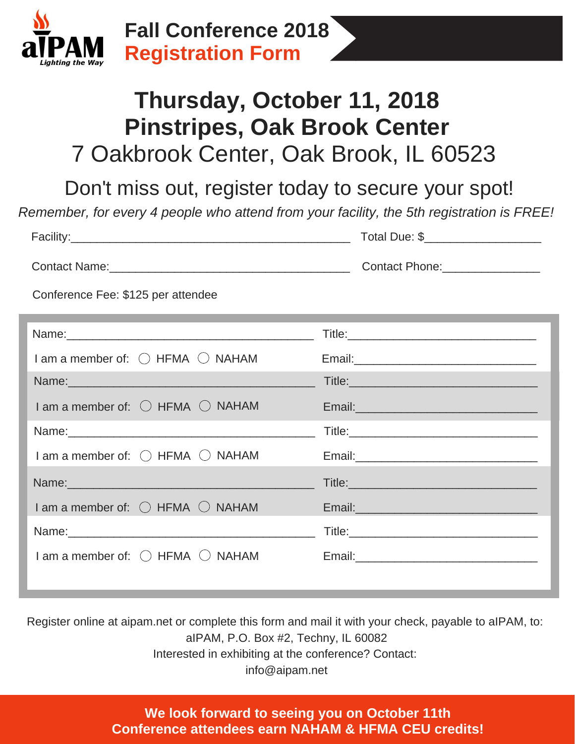aIPAM
*Lighting the Way*

# Fall Conference 2018
## Registration Form

# Thursday, October 11, 2018
# Pinstripes, Oak Brook Center
## 7 Oakbrook Center, Oak Brook, IL 60523

## Don't miss out, register today to secure your spot!

*Remember, for every 4 people who attend from your facility, the 5th registration is FREE!*

Facility:___________________________________________ Total Due: $_________________

Contact Name:_____________________________________ Contact Phone:_______________

Conference Fee: $125 per attendee

Name:______________________________________ Title:_____________________________

I am a member of: ◯ HFMA ◯ NAHAM Email:_____________________________

Name:______________________________________ Title:_____________________________

I am a member of: ◯ HFMA ◯ NAHAM Email:_____________________________

Name:______________________________________ Title:_____________________________

I am a member of: ◯ HFMA ◯ NAHAM Email:_____________________________

Name:______________________________________ Title:_____________________________

I am a member of: ◯ HFMA ◯ NAHAM Email:_____________________________

Name:______________________________________ Title:_____________________________

I am a member of: ◯ HFMA ◯ NAHAM Email:_____________________________

Register online at aipam.net or complete this form and mail it with your check, payable to aIPAM, to:
aIPAM, P.O. Box #2, Techny, IL 60082
Interested in exhibiting at the conference? Contact:
info@aipam.net

**We look forward to seeing you on October 11th**
**Conference attendees earn NAHAM & HFMA CEU credits!**